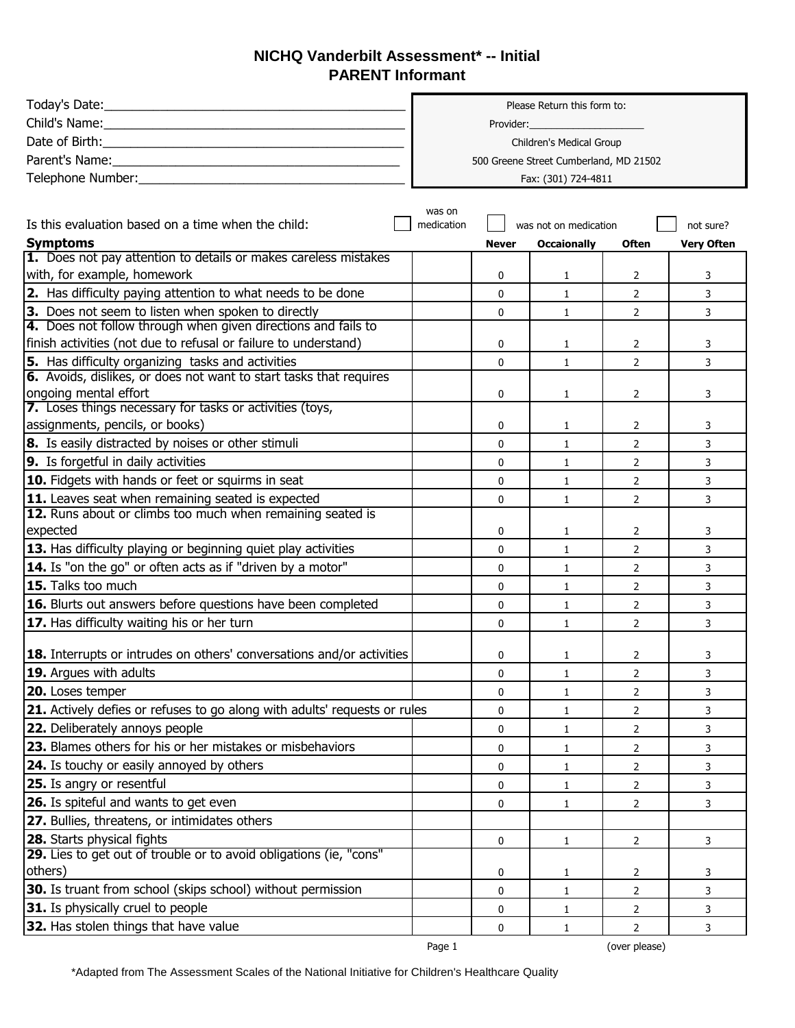# NICHQ Vanderbilt Assessment* -- Initial
## PARENT Informant

Today's Date:___________________________________________

Child's Name:___________________________________________

Date of Birth:___________________________________________

Parent's Name:__________________________________________

Telephone Number:_______________________________________

Please Return this form to:

Provider:____________________

Children's Medical Group

500 Greene Street Cumberland, MD 21502

Fax: (301) 724-4811

Is this evaluation based on a time when the child: ☐ was on medication ☐ was not on medication ☐ not sure?

| Symptoms | | Never | Occaionally | Often | Very Often |
|---|---|---|---|---|---|
| **1.** Does not pay attention to details or makes careless mistakes with, for example, homework | | 0 | 1 | 2 | 3 |
| **2.** Has difficulty paying attention to what needs to be done | | 0 | 1 | 2 | 3 |
| **3.** Does not seem to listen when spoken to directly | | 0 | 1 | 2 | 3 |
| **4.** Does not follow through when given directions and fails to finish activities (not due to refusal or failure to understand) | | 0 | 1 | 2 | 3 |
| **5.** Has difficulty organizing tasks and activities | | 0 | 1 | 2 | 3 |
| **6.** Avoids, dislikes, or does not want to start tasks that requires ongoing mental effort | | 0 | 1 | 2 | 3 |
| **7.** Loses things necessary for tasks or activities (toys, assignments, pencils, or books) | | 0 | 1 | 2 | 3 |
| **8.** Is easily distracted by noises or other stimuli | | 0 | 1 | 2 | 3 |
| **9.** Is forgetful in daily activities | | 0 | 1 | 2 | 3 |
| **10.** Fidgets with hands or feet or squirms in seat | | 0 | 1 | 2 | 3 |
| **11.** Leaves seat when remaining seated is expected | | 0 | 1 | 2 | 3 |
| **12.** Runs about or climbs too much when remaining seated is expected | | 0 | 1 | 2 | 3 |
| **13.** Has difficulty playing or beginning quiet play activities | | 0 | 1 | 2 | 3 |
| **14.** Is "on the go" or often acts as if "driven by a motor" | | 0 | 1 | 2 | 3 |
| **15.** Talks too much | | 0 | 1 | 2 | 3 |
| **16.** Blurts out answers before questions have been completed | | 0 | 1 | 2 | 3 |
| **17.** Has difficulty waiting his or her turn | | 0 | 1 | 2 | 3 |
| **18.** Interrupts or intrudes on others' conversations and/or activities | | 0 | 1 | 2 | 3 |
| **19.** Argues with adults | | 0 | 1 | 2 | 3 |
| **20.** Loses temper | | 0 | 1 | 2 | 3 |
| **21.** Actively defies or refuses to go along with adults' requests or rules | | 0 | 1 | 2 | 3 |
| **22.** Deliberately annoys people | | 0 | 1 | 2 | 3 |
| **23.** Blames others for his or her mistakes or misbehaviors | | 0 | 1 | 2 | 3 |
| **24.** Is touchy or easily annoyed by others | | 0 | 1 | 2 | 3 |
| **25.** Is angry or resentful | | 0 | 1 | 2 | 3 |
| **26.** Is spiteful and wants to get even | | 0 | 1 | 2 | 3 |
| **27.** Bullies, threatens, or intimidates others | | | | | |
| **28.** Starts physical fights | | 0 | 1 | 2 | 3 |
| **29.** Lies to get out of trouble or to avoid obligations (ie, "cons" others) | | 0 | 1 | 2 | 3 |
| **30.** Is truant from school (skips school) without permission | | 0 | 1 | 2 | 3 |
| **31.** Is physically cruel to people | | 0 | 1 | 2 | 3 |
| **32.** Has stolen things that have value | | 0 | 1 | 2 | 3 |

(over please)

*Adapted from The Assessment Scales of the National Initiative for Children's Healthcare Quality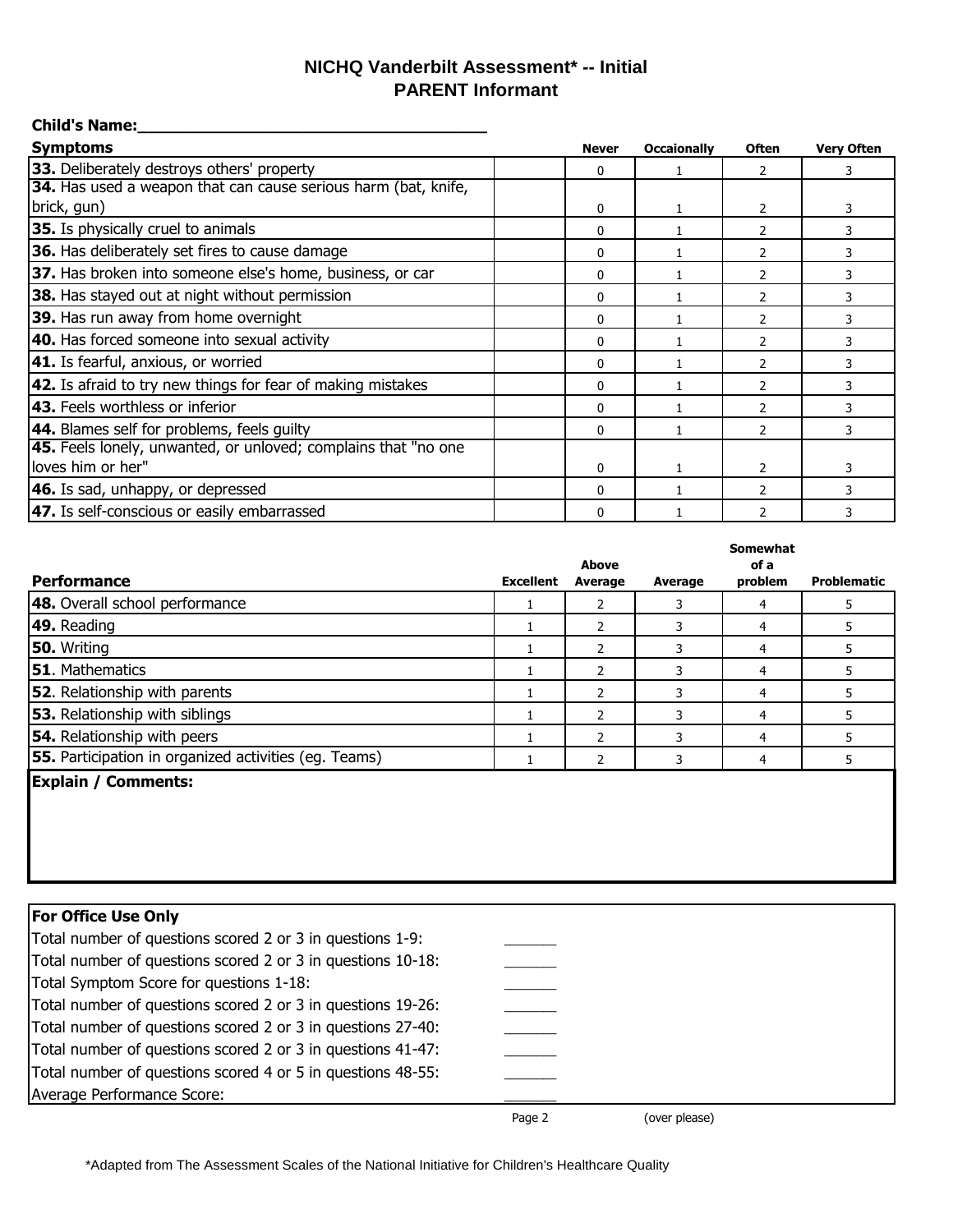# NICHQ Vanderbilt Assessment* -- Initial
## PARENT Informant

**Child's Name:**______________________________________

| **Symptoms** | | Never | Occaionally | Often | Very Often |
|---|---|---|---|---|---|
| **33.** Deliberately destroys others' property | | 0 | 1 | 2 | 3 |
| **34.** Has used a weapon that can cause serious harm (bat, knife, brick, gun) | | 0 | 1 | 2 | 3 |
| **35.** Is physically cruel to animals | | 0 | 1 | 2 | 3 |
| **36.** Has deliberately set fires to cause damage | | 0 | 1 | 2 | 3 |
| **37.** Has broken into someone else's home, business, or car | | 0 | 1 | 2 | 3 |
| **38.** Has stayed out at night without permission | | 0 | 1 | 2 | 3 |
| **39.** Has run away from home overnight | | 0 | 1 | 2 | 3 |
| **40.** Has forced someone into sexual activity | | 0 | 1 | 2 | 3 |
| **41.** Is fearful, anxious, or worried | | 0 | 1 | 2 | 3 |
| **42.** Is afraid to try new things for fear of making mistakes | | 0 | 1 | 2 | 3 |
| **43.** Feels worthless or inferior | | 0 | 1 | 2 | 3 |
| **44.** Blames self for problems, feels guilty | | 0 | 1 | 2 | 3 |
| **45.** Feels lonely, unwanted, or unloved; complains that "no one loves him or her" | | 0 | 1 | 2 | 3 |
| **46.** Is sad, unhappy, or depressed | | 0 | 1 | 2 | 3 |
| **47.** Is self-conscious or easily embarrassed | | 0 | 1 | 2 | 3 |

| **Performance** | Excellent | Above Average | Average | Somewhat of a problem | Problematic |
|---|---|---|---|---|---|
| **48.** Overall school performance | 1 | 2 | 3 | 4 | 5 |
| **49.** Reading | 1 | 2 | 3 | 4 | 5 |
| **50.** Writing | 1 | 2 | 3 | 4 | 5 |
| **51**. Mathematics | 1 | 2 | 3 | 4 | 5 |
| **52**. Relationship with parents | 1 | 2 | 3 | 4 | 5 |
| **53.** Relationship with siblings | 1 | 2 | 3 | 4 | 5 |
| **54.** Relationship with peers | 1 | 2 | 3 | 4 | 5 |
| **55.** Participation in organized activities (eg. Teams) | 1 | 2 | 3 | 4 | 5 |

**Explain / Comments:**

**For Office Use Only**

Total number of questions scored 2 or 3 in questions 1-9: _______

Total number of questions scored 2 or 3 in questions 10-18: _______

Total Symptom Score for questions 1-18: _______

Total number of questions scored 2 or 3 in questions 19-26: _______

Total number of questions scored 2 or 3 in questions 27-40: _______

Total number of questions scored 2 or 3 in questions 41-47: _______

Total number of questions scored 4 or 5 in questions 48-55: _______

Average Performance Score: _______

(over please)

*Adapted from The Assessment Scales of the National Initiative for Children's Healthcare Quality